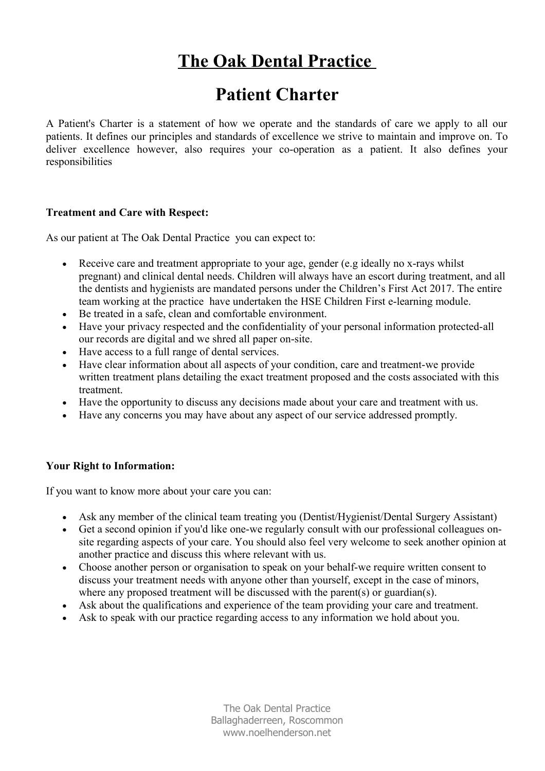# The Oak Dental Practice

# Patient Charter

A Patient's Charter is a statement of how we operate and the standards of care we apply to all our patients. It defines our principles and standards of excellence we strive to maintain and improve on. To deliver excellence however, also requires your co-operation as a patient. It also defines your responsibilities

**Treatment and Care with Respect:**

As our patient at The Oak Dental Practice you can expect to:

- Receive care and treatment appropriate to your age, gender (e.g ideally no x-rays whilst pregnant) and clinical dental needs. Children will always have an escort during treatment, and all the dentists and hygienists are mandated persons under the Children's First Act 2017. The entire team working at the practice have undertaken the HSE Children First e-learning module.
- Be treated in a safe, clean and comfortable environment.
- Have your privacy respected and the confidentiality of your personal information protected-all our records are digital and we shred all paper on-site.
- Have access to a full range of dental services.
- Have clear information about all aspects of your condition, care and treatment-we provide written treatment plans detailing the exact treatment proposed and the costs associated with this treatment.
- Have the opportunity to discuss any decisions made about your care and treatment with us.
- Have any concerns you may have about any aspect of our service addressed promptly.

**Your Right to Information:**

If you want to know more about your care you can:

- Ask any member of the clinical team treating you (Dentist/Hygienist/Dental Surgery Assistant)
- Get a second opinion if you'd like one-we regularly consult with our professional colleagues on-site regarding aspects of your care. You should also feel very welcome to seek another opinion at another practice and discuss this where relevant with us.
- Choose another person or organisation to speak on your behalf-we require written consent to discuss your treatment needs with anyone other than yourself, except in the case of minors, where any proposed treatment will be discussed with the parent(s) or guardian(s).
- Ask about the qualifications and experience of the team providing your care and treatment.
- Ask to speak with our practice regarding access to any information we hold about you.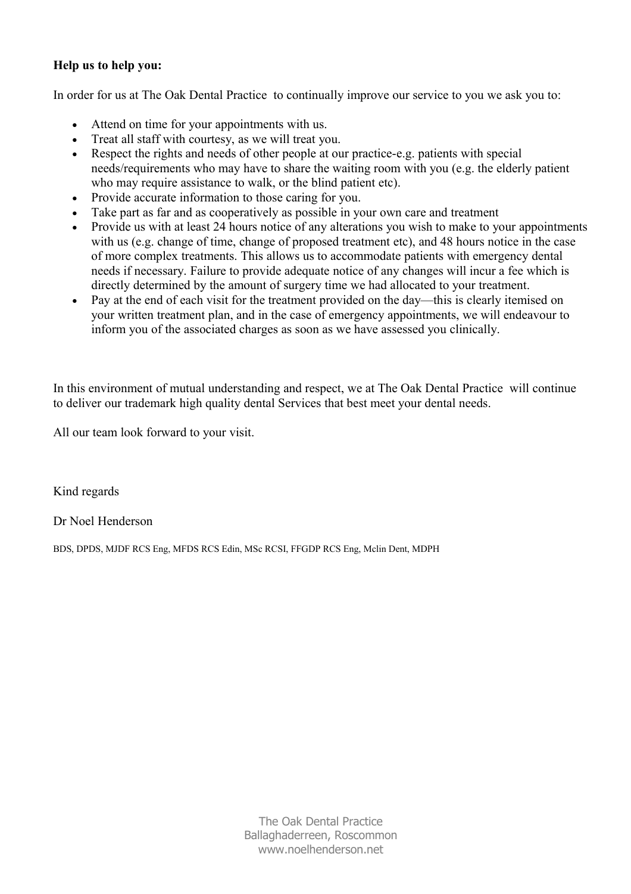**Help us to help you:**

In order for us at The Oak Dental Practice to continually improve our service to you we ask you to:

- Attend on time for your appointments with us.
- Treat all staff with courtesy, as we will treat you.
- Respect the rights and needs of other people at our practice-e.g. patients with special needs/requirements who may have to share the waiting room with you (e.g. the elderly patient who may require assistance to walk, or the blind patient etc).
- Provide accurate information to those caring for you.
- Take part as far and as cooperatively as possible in your own care and treatment
- Provide us with at least 24 hours notice of any alterations you wish to make to your appointments with us (e.g. change of time, change of proposed treatment etc), and 48 hours notice in the case of more complex treatments. This allows us to accommodate patients with emergency dental needs if necessary. Failure to provide adequate notice of any changes will incur a fee which is directly determined by the amount of surgery time we had allocated to your treatment.
- Pay at the end of each visit for the treatment provided on the day—this is clearly itemised on your written treatment plan, and in the case of emergency appointments, we will endeavour to inform you of the associated charges as soon as we have assessed you clinically.

In this environment of mutual understanding and respect, we at The Oak Dental Practice will continue to deliver our trademark high quality dental Services that best meet your dental needs.

All our team look forward to your visit.

Kind regards

Dr Noel Henderson

BDS, DPDS, MJDF RCS Eng, MFDS RCS Edin, MSc RCSI, FFGDP RCS Eng, Mclin Dent, MDPH

The Oak Dental Practice
Ballaghaderreen, Roscommon
www.noelhenderson.net